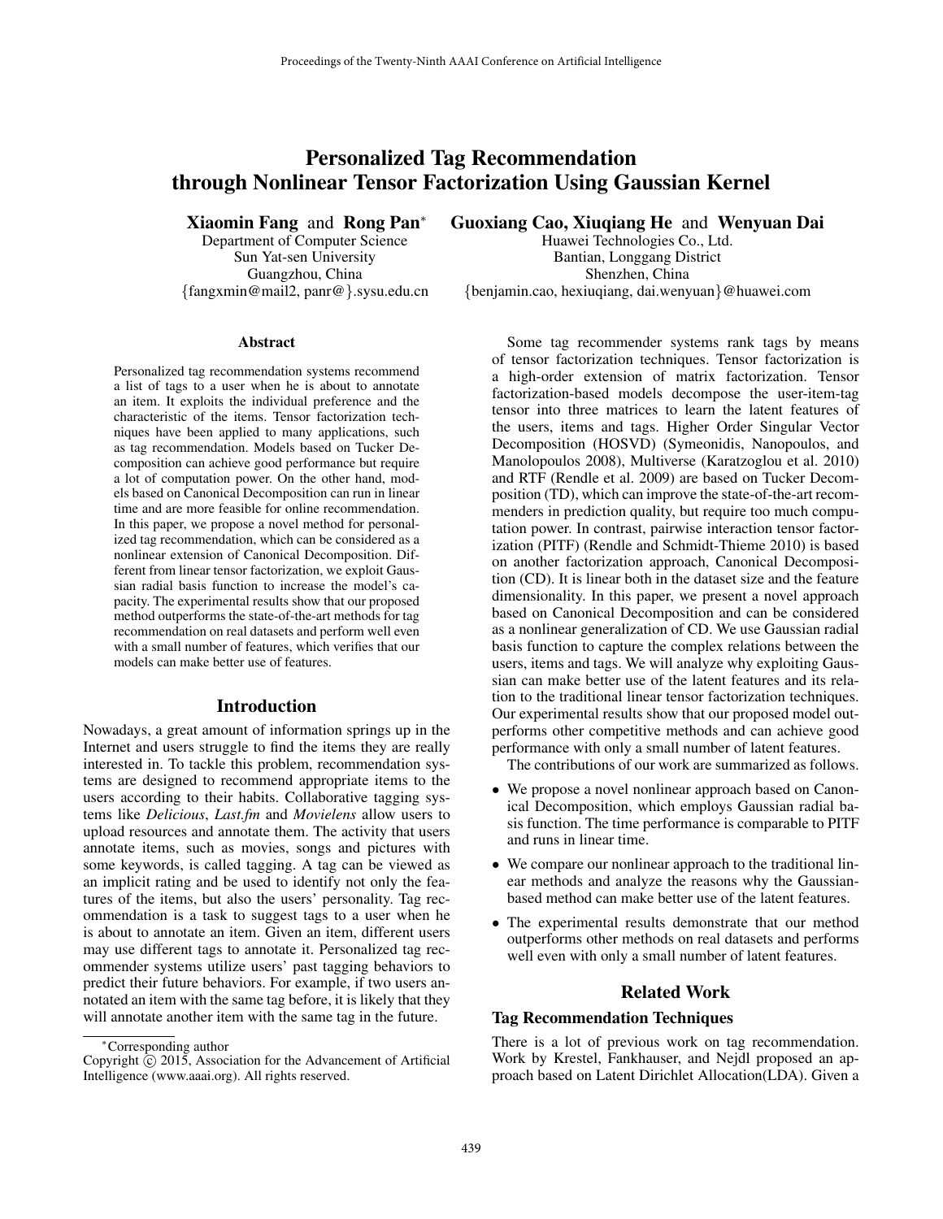# Personalized Tag Recommendation through Nonlinear Tensor Factorization Using Gaussian Kernel

**Xiaomin Fang** and **Rong Pan***
Department of Computer Science
Sun Yat-sen University
Guangzhou, China
{fangxmin@mail2, panr@}.sysu.edu.cn

**Guoxiang Cao, Xiuqiang He** and **Wenyuan Dai**
Huawei Technologies Co., Ltd.
Bantian, Longgang District
Shenzhen, China
{benjamin.cao, hexiuqiang, dai.wenyuan}@huawei.com

## Abstract

Personalized tag recommendation systems recommend a list of tags to a user when he is about to annotate an item. It exploits the individual preference and the characteristic of the items. Tensor factorization techniques have been applied to many applications, such as tag recommendation. Models based on Tucker Decomposition can achieve good performance but require a lot of computation power. On the other hand, models based on Canonical Decomposition can run in linear time and are more feasible for online recommendation. In this paper, we propose a novel method for personalized tag recommendation, which can be considered as a nonlinear extension of Canonical Decomposition. Different from linear tensor factorization, we exploit Gaussian radial basis function to increase the model's capacity. The experimental results show that our proposed method outperforms the state-of-the-art methods for tag recommendation on real datasets and perform well even with a small number of features, which verifies that our models can make better use of features.

## Introduction

Nowadays, a great amount of information springs up in the Internet and users struggle to find the items they are really interested in. To tackle this problem, recommendation systems are designed to recommend appropriate items to the users according to their habits. Collaborative tagging systems like *Delicious*, *Last.fm* and *Movielens* allow users to upload resources and annotate them. The activity that users annotate items, such as movies, songs and pictures with some keywords, is called tagging. A tag can be viewed as an implicit rating and be used to identify not only the features of the items, but also the users' personality. Tag recommendation is a task to suggest tags to a user when he is about to annotate an item. Given an item, different users may use different tags to annotate it. Personalized tag recommender systems utilize users' past tagging behaviors to predict their future behaviors. For example, if two users annotated an item with the same tag before, it is likely that they will annotate another item with the same tag in the future.

Some tag recommender systems rank tags by means of tensor factorization techniques. Tensor factorization is a high-order extension of matrix factorization. Tensor factorization-based models decompose the user-item-tag tensor into three matrices to learn the latent features of the users, items and tags. Higher Order Singular Vector Decomposition (HOSVD) (Symeonidis, Nanopoulos, and Manolopoulos 2008), Multiverse (Karatzoglou et al. 2010) and RTF (Rendle et al. 2009) are based on Tucker Decomposition (TD), which can improve the state-of-the-art recommenders in prediction quality, but require too much computation power. In contrast, pairwise interaction tensor factorization (PITF) (Rendle and Schmidt-Thieme 2010) is based on another factorization approach, Canonical Decomposition (CD). It is linear both in the dataset size and the feature dimensionality. In this paper, we present a novel approach based on Canonical Decomposition and can be considered as a nonlinear generalization of CD. We use Gaussian radial basis function to capture the complex relations between the users, items and tags. We will analyze why exploiting Gaussian can make better use of the latent features and its relation to the traditional linear tensor factorization techniques. Our experimental results show that our proposed model outperforms other competitive methods and can achieve good performance with only a small number of latent features.

The contributions of our work are summarized as follows.

- We propose a novel nonlinear approach based on Canonical Decomposition, which employs Gaussian radial basis function. The time performance is comparable to PITF and runs in linear time.
- We compare our nonlinear approach to the traditional linear methods and analyze the reasons why the Gaussian-based method can make better use of the latent features.
- The experimental results demonstrate that our method outperforms other methods on real datasets and performs well even with only a small number of latent features.

## Related Work

### Tag Recommendation Techniques

There is a lot of previous work on tag recommendation. Work by Krestel, Fankhauser, and Nejdl proposed an approach based on Latent Dirichlet Allocation(LDA). Given a

*Corresponding author
Copyright © 2015, Association for the Advancement of Artificial Intelligence (www.aaai.org). All rights reserved.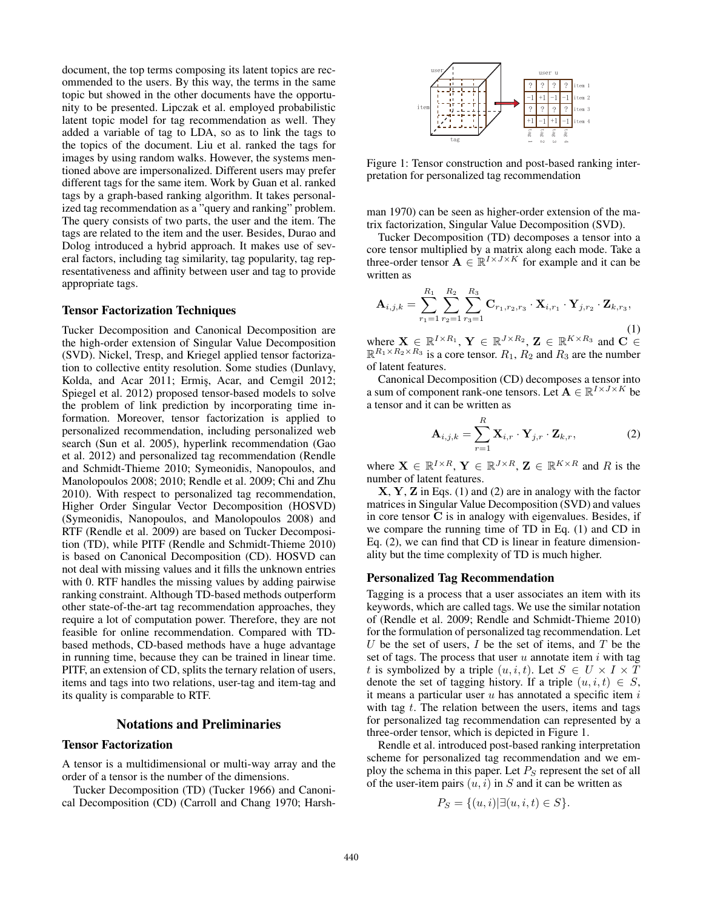document, the top terms composing its latent topics are recommended to the users. By this way, the terms in the same topic but showed in the other documents have the opportunity to be presented. Lipczak et al. employed probabilistic latent topic model for tag recommendation as well. They added a variable of tag to LDA, so as to link the tags to the topics of the document. Liu et al. ranked the tags for images by using random walks. However, the systems mentioned above are impersonalized. Different users may prefer different tags for the same item. Work by Guan et al. ranked tags by a graph-based ranking algorithm. It takes personalized tag recommendation as a "query and ranking" problem. The query consists of two parts, the user and the item. The tags are related to the item and the user. Besides, Durao and Dolog introduced a hybrid approach. It makes use of several factors, including tag similarity, tag popularity, tag representativeness and affinity between user and tag to provide appropriate tags.

### Tensor Factorization Techniques

Tucker Decomposition and Canonical Decomposition are the high-order extension of Singular Value Decomposition (SVD). Nickel, Tresp, and Kriegel applied tensor factorization to collective entity resolution. Some studies (Dunlavy, Kolda, and Acar 2011; Ermiş, Acar, and Cemgil 2012; Spiegel et al. 2012) proposed tensor-based models to solve the problem of link prediction by incorporating time information. Moreover, tensor factorization is applied to personalized recommendation, including personalized web search (Sun et al. 2005), hyperlink recommendation (Gao et al. 2012) and personalized tag recommendation (Rendle and Schmidt-Thieme 2010; Symeonidis, Nanopoulos, and Manolopoulos 2008; 2010; Rendle et al. 2009; Chi and Zhu 2010). With respect to personalized tag recommendation, Higher Order Singular Vector Decomposition (HOSVD) (Symeonidis, Nanopoulos, and Manolopoulos 2008) and RTF (Rendle et al. 2009) are based on Tucker Decomposition (TD), while PITF (Rendle and Schmidt-Thieme 2010) is based on Canonical Decomposition (CD). HOSVD can not deal with missing values and it fills the unknown entries with 0. RTF handles the missing values by adding pairwise ranking constraint. Although TD-based methods outperform other state-of-the-art tag recommendation approaches, they require a lot of computation power. Therefore, they are not feasible for online recommendation. Compared with TD-based methods, CD-based methods have a huge advantage in running time, because they can be trained in linear time. PITF, an extension of CD, splits the ternary relation of users, items and tags into two relations, user-tag and item-tag and its quality is comparable to RTF.

## Notations and Preliminaries

### Tensor Factorization

A tensor is a multidimensional or multi-way array and the order of a tensor is the number of the dimensions.

Tucker Decomposition (TD) (Tucker 1966) and Canonical Decomposition (CD) (Carroll and Chang 1970; Harshman 1970) can be seen as higher-order extension of the matrix factorization, Singular Value Decomposition (SVD).

Figure 1: Tensor construction and post-based ranking interpretation for personalized tag recommendation

Tucker Decomposition (TD) decomposes a tensor into a core tensor multiplied by a matrix along each mode. Take a three-order tensor $\mathbf{A} \in \mathbb{R}^{I \times J \times K}$ for example and it can be written as

$$\mathbf{A}_{i,j,k} = \sum_{r_1=1}^{R_1} \sum_{r_2=1}^{R_2} \sum_{r_3=1}^{R_3} \mathbf{C}_{r_1,r_2,r_3} \cdot \mathbf{X}_{i,r_1} \cdot \mathbf{Y}_{j,r_2} \cdot \mathbf{Z}_{k,r_3}, \tag{1}$$

where $\mathbf{X} \in \mathbb{R}^{I \times R_1}$, $\mathbf{Y} \in \mathbb{R}^{J \times R_2}$, $\mathbf{Z} \in \mathbb{R}^{K \times R_3}$ and $\mathbf{C} \in \mathbb{R}^{R_1 \times R_2 \times R_3}$ is a core tensor. $R_1$, $R_2$ and $R_3$ are the number of latent features.

Canonical Decomposition (CD) decomposes a tensor into a sum of component rank-one tensors. Let $\mathbf{A} \in \mathbb{R}^{I \times J \times K}$ be a tensor and it can be written as

$$\mathbf{A}_{i,j,k} = \sum_{r=1}^{R} \mathbf{X}_{i,r} \cdot \mathbf{Y}_{j,r} \cdot \mathbf{Z}_{k,r}, \tag{2}$$

where $\mathbf{X} \in \mathbb{R}^{I \times R}$, $\mathbf{Y} \in \mathbb{R}^{J \times R}$, $\mathbf{Z} \in \mathbb{R}^{K \times R}$ and $R$ is the number of latent features.

$\mathbf{X}$, $\mathbf{Y}$, $\mathbf{Z}$ in Eqs. (1) and (2) are in analogy with the factor matrices in Singular Value Decomposition (SVD) and values in core tensor $\mathbf{C}$ is in analogy with eigenvalues. Besides, if we compare the running time of TD in Eq. (1) and CD in Eq. (2), we can find that CD is linear in feature dimensionality but the time complexity of TD is much higher.

### Personalized Tag Recommendation

Tagging is a process that a user associates an item with its keywords, which are called tags. We use the similar notation of (Rendle et al. 2009; Rendle and Schmidt-Thieme 2010) for the formulation of personalized tag recommendation. Let $U$ be the set of users, $I$ be the set of items, and $T$ be the set of tags. The process that user $u$ annotate item $i$ with tag $t$ is symbolized by a triple $(u, i, t)$. Let $S \in U \times I \times T$ denote the set of tagging history. If a triple $(u, i, t) \in S$, it means a particular user $u$ has annotated a specific item $i$ with tag $t$. The relation between the users, items and tags for personalized tag recommendation can represented by a three-order tensor, which is depicted in Figure 1.

Rendle et al. introduced post-based ranking interpretation scheme for personalized tag recommendation and we employ the schema in this paper. Let $P_S$ represent the set of all of the user-item pairs $(u, i)$ in $S$ and it can be written as

$$P_S = \{(u, i) | \exists (u, i, t) \in S\}.$$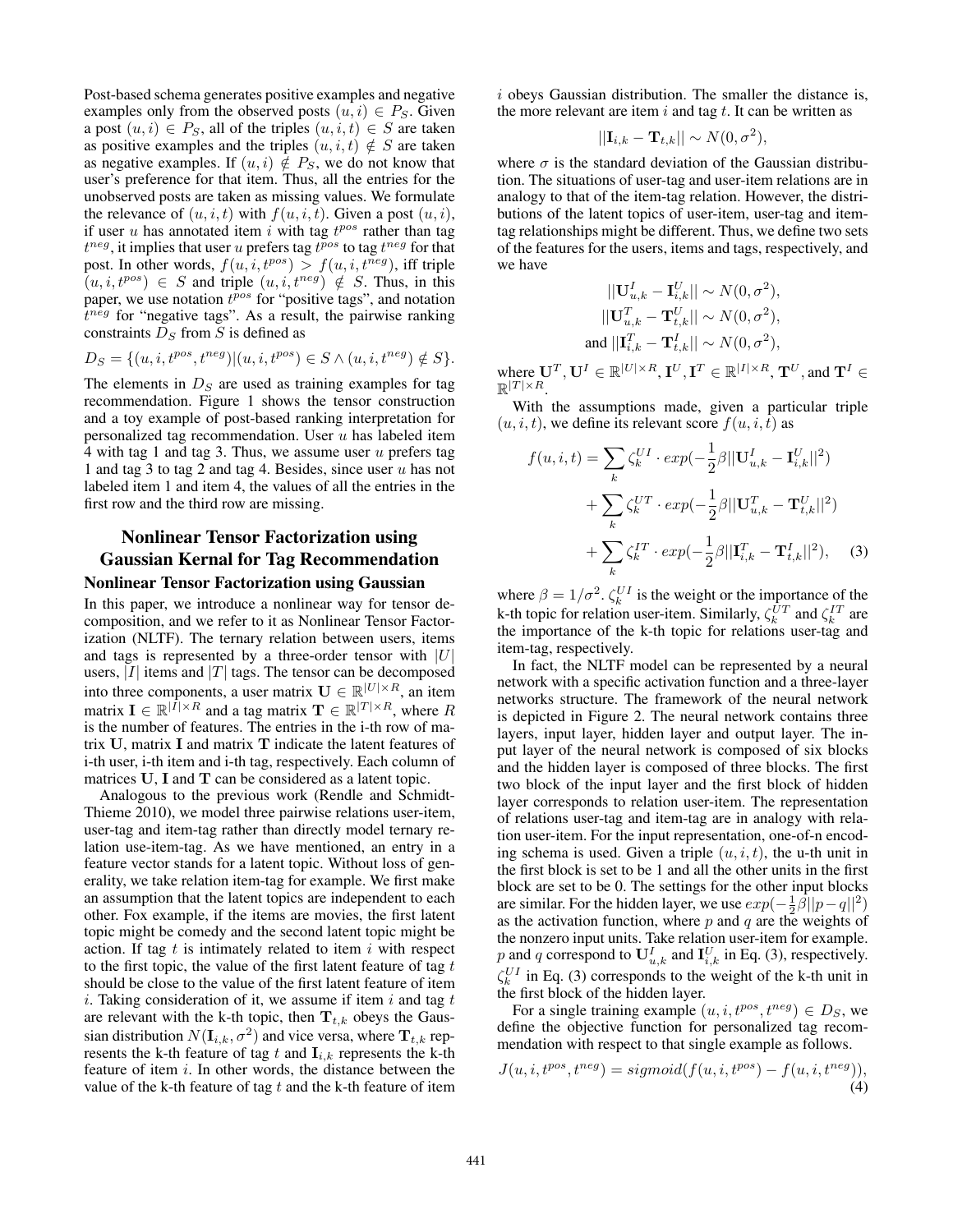Post-based schema generates positive examples and negative examples only from the observed posts $(u, i) \in P_S$. Given a post $(u, i) \in P_S$, all of the triples $(u, i, t) \in S$ are taken as positive examples and the triples $(u, i, t) \notin S$ are taken as negative examples. If $(u, i) \notin P_S$, we do not know that user's preference for that item. Thus, all the entries for the unobserved posts are taken as missing values. We formulate the relevance of $(u, i, t)$ with $f(u, i, t)$. Given a post $(u, i)$, if user $u$ has annotated item $i$ with tag $t^{pos}$ rather than tag $t^{neg}$, it implies that user $u$ prefers tag $t^{pos}$ to tag $t^{neg}$ for that post. In other words, $f(u, i, t^{pos}) > f(u, i, t^{neg})$, iff triple $(u, i, t^{pos}) \in S$ and triple $(u, i, t^{neg}) \notin S$. Thus, in this paper, we use notation $t^{pos}$ for "positive tags", and notation $t^{neg}$ for "negative tags". As a result, the pairwise ranking constraints $D_S$ from $S$ is defined as

$$D_S = \{(u, i, t^{pos}, t^{neg}) | (u, i, t^{pos}) \in S \wedge (u, i, t^{neg}) \notin S\}.$$

The elements in $D_S$ are used as training examples for tag recommendation. Figure 1 shows the tensor construction and a toy example of post-based ranking interpretation for personalized tag recommendation. User $u$ has labeled item 4 with tag 1 and tag 3. Thus, we assume user $u$ prefers tag 1 and tag 3 to tag 2 and tag 4. Besides, since user $u$ has not labeled item 1 and item 4, the values of all the entries in the first row and the third row are missing.

## Nonlinear Tensor Factorization using Gaussian Kernal for Tag Recommendation

### Nonlinear Tensor Factorization using Gaussian

In this paper, we introduce a nonlinear way for tensor decomposition, and we refer to it as Nonlinear Tensor Factorization (NLTF). The ternary relation between users, items and tags is represented by a three-order tensor with $|U|$ users, $|I|$ items and $|T|$ tags. The tensor can be decomposed into three components, a user matrix $\mathbf{U} \in \mathbb{R}^{|U| \times R}$, an item matrix $\mathbf{I} \in \mathbb{R}^{|I| \times R}$ and a tag matrix $\mathbf{T} \in \mathbb{R}^{|T| \times R}$, where $R$ is the number of features. The entries in the i-th row of matrix $\mathbf{U}$, matrix $\mathbf{I}$ and matrix $\mathbf{T}$ indicate the latent features of i-th user, i-th item and i-th tag, respectively. Each column of matrices $\mathbf{U}$, $\mathbf{I}$ and $\mathbf{T}$ can be considered as a latent topic.

Analogous to the previous work (Rendle and Schmidt-Thieme 2010), we model three pairwise relations user-item, user-tag and item-tag rather than directly model ternary relation use-item-tag. As we have mentioned, an entry in a feature vector stands for a latent topic. Without loss of generality, we take relation item-tag for example. We first make an assumption that the latent topics are independent to each other. Fox example, if the items are movies, the first latent topic might be comedy and the second latent topic might be action. If tag $t$ is intimately related to item $i$ with respect to the first topic, the value of the first latent feature of tag $t$ should be close to the value of the first latent feature of item $i$. Taking consideration of it, we assume if item $i$ and tag $t$ are relevant with the k-th topic, then $\mathbf{T}_{t,k}$ obeys the Gaussian distribution $N(\mathbf{I}_{i,k}, \sigma^2)$ and vice versa, where $\mathbf{T}_{t,k}$ represents the k-th feature of tag $t$ and $\mathbf{I}_{i,k}$ represents the k-th feature of item $i$. In other words, the distance between the value of the k-th feature of tag $t$ and the k-th feature of item $i$ obeys Gaussian distribution. The smaller the distance is, the more relevant are item $i$ and tag $t$. It can be written as

$$||\mathbf{I}_{i,k} - \mathbf{T}_{t,k}|| \sim N(0, \sigma^2),$$

where $\sigma$ is the standard deviation of the Gaussian distribution. The situations of user-tag and user-item relations are in analogy to that of the item-tag relation. However, the distributions of the latent topics of user-item, user-tag and item-tag relationships might be different. Thus, we define two sets of the features for the users, items and tags, respectively, and we have

$$||\mathbf{U}^I_{u,k} - \mathbf{I}^U_{i,k}|| \sim N(0, \sigma^2),$$
$$||\mathbf{U}^T_{u,k} - \mathbf{T}^U_{t,k}|| \sim N(0, \sigma^2),$$
$$\text{and } ||\mathbf{I}^T_{i,k} - \mathbf{T}^I_{t,k}|| \sim N(0, \sigma^2),$$

where $\mathbf{U}^T, \mathbf{U}^I \in \mathbb{R}^{|U| \times R}$, $\mathbf{I}^U, \mathbf{I}^T \in \mathbb{R}^{|I| \times R}$, $\mathbf{T}^U$, and $\mathbf{T}^I \in \mathbb{R}^{|T| \times R}$.

With the assumptions made, given a particular triple $(u, i, t)$, we define its relevant score $f(u, i, t)$ as

$$\begin{aligned} f(u,i,t) = & \sum_k \zeta^{UI}_k \cdot exp(-\frac{1}{2}\beta||\mathbf{U}^I_{u,k} - \mathbf{I}^U_{i,k}||^2) \\ & + \sum_k \zeta^{UT}_k \cdot exp(-\frac{1}{2}\beta||\mathbf{U}^T_{u,k} - \mathbf{T}^U_{t,k}||^2) \\ & + \sum_k \zeta^{IT}_k \cdot exp(-\frac{1}{2}\beta||\mathbf{I}^T_{i,k} - \mathbf{T}^I_{t,k}||^2), \end{aligned} \quad (3)$$

where $\beta = 1/\sigma^2$. $\zeta^{UI}_k$ is the weight or the importance of the k-th topic for relation user-item. Similarly, $\zeta^{UT}_k$ and $\zeta^{IT}_k$ are the importance of the k-th topic for relations user-tag and item-tag, respectively.

In fact, the NLTF model can be represented by a neural network with a specific activation function and a three-layer networks structure. The framework of the neural network is depicted in Figure 2. The neural network contains three layers, input layer, hidden layer and output layer. The input layer of the neural network is composed of six blocks and the hidden layer is composed of three blocks. The first two block of the input layer and the first block of hidden layer corresponds to relation user-item. The representation of relations user-tag and item-tag are in analogy with relation user-item. For the input representation, one-of-n encoding schema is used. Given a triple $(u, i, t)$, the u-th unit in the first block is set to be 1 and all the other units in the first block are set to be 0. The settings for the other input blocks are similar. For the hidden layer, we use $exp(-\frac{1}{2}\beta||p-q||^2)$ as the activation function, where $p$ and $q$ are the weights of the nonzero input units. Take relation user-item for example. $p$ and $q$ correspond to $\mathbf{U}^I_{u,k}$ and $\mathbf{I}^U_{i,k}$ in Eq. (3), respectively. $\zeta^{UI}_k$ in Eq. (3) corresponds to the weight of the k-th unit in the first block of the hidden layer.

For a single training example $(u, i, t^{pos}, t^{neg}) \in D_S$, we define the objective function for personalized tag recommendation with respect to that single example as follows.

$$J(u, i, t^{pos}, t^{neg}) = sigmoid(f(u, i, t^{pos}) - f(u, i, t^{neg})), \quad (4)$$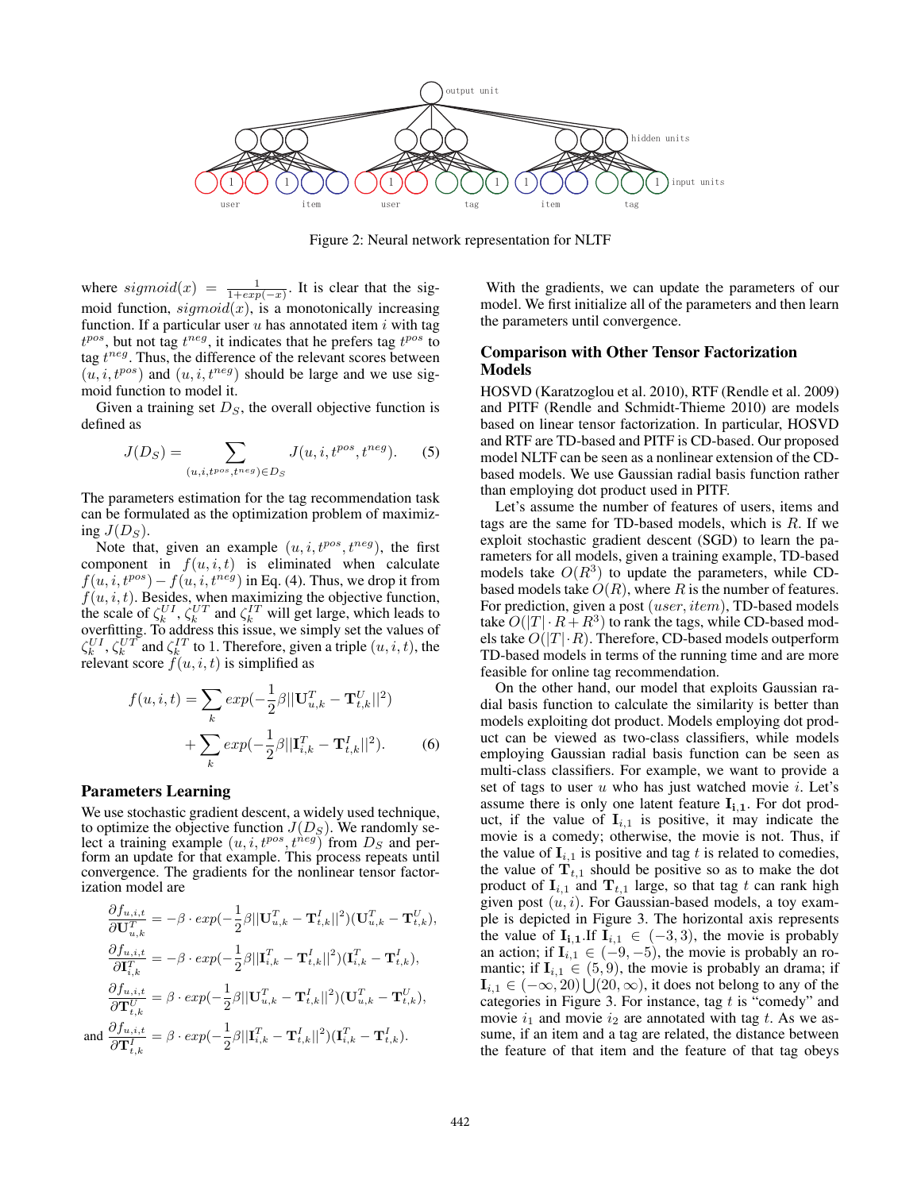Figure 2: Neural network representation for NLTF

where $sigmoid(x) = \frac{1}{1+exp(-x)}$. It is clear that the sigmoid function, $sigmoid(x)$, is a monotonically increasing function. If a particular user $u$ has annotated item $i$ with tag $t^{pos}$, but not tag $t^{neg}$, it indicates that he prefers tag $t^{pos}$ to tag $t^{neg}$. Thus, the difference of the relevant scores between $(u, i, t^{pos})$ and $(u, i, t^{neg})$ should be large and we use sigmoid function to model it.

Given a training set $D_S$, the overall objective function is defined as

$$J(D_S) = \sum_{(u,i,t^{pos},t^{neg}) \in D_S} J(u, i, t^{pos}, t^{neg}). \quad (5)$$

The parameters estimation for the tag recommendation task can be formulated as the optimization problem of maximizing $J(D_S)$.

Note that, given an example $(u, i, t^{pos}, t^{neg})$, the first component in $f(u, i, t)$ is eliminated when calculate $f(u, i, t^{pos}) - f(u, i, t^{neg})$ in Eq. (4). Thus, we drop it from $f(u, i, t)$. Besides, when maximizing the objective function, the scale of $\zeta_k^{UI}$, $\zeta_k^{UT}$ and $\zeta_k^{IT}$ will get large, which leads to overfitting. To address this issue, we simply set the values of $\zeta_k^{UI}$, $\zeta_k^{UT}$ and $\zeta_k^{IT}$ to 1. Therefore, given a triple $(u, i, t)$, the relevant score $f(u, i, t)$ is simplified as

$$f(u, i, t) = \sum_k exp(-\frac{1}{2}\beta||\mathbf{U}_{u,k}^T - \mathbf{T}_{t,k}^U||^2) + \sum_k exp(-\frac{1}{2}\beta||\mathbf{I}_{i,k}^T - \mathbf{T}_{t,k}^I||^2). \quad (6)$$

## Parameters Learning

We use stochastic gradient descent, a widely used technique, to optimize the objective function $J(D_S)$. We randomly select a training example $(u, i, t^{pos}, t^{neg})$ from $D_S$ and perform an update for that example. This process repeats until convergence. The gradients for the nonlinear tensor factorization model are

$$\frac{\partial f_{u,i,t}}{\partial \mathbf{U}_{u,k}^T} = -\beta \cdot exp(-\frac{1}{2}\beta||\mathbf{U}_{u,k}^T - \mathbf{T}_{t,k}^I||^2)(\mathbf{U}_{u,k}^T - \mathbf{T}_{t,k}^U),$$

$$\frac{\partial f_{u,i,t}}{\partial \mathbf{I}_{i,k}^T} = -\beta \cdot exp(-\frac{1}{2}\beta||\mathbf{I}_{i,k}^T - \mathbf{T}_{t,k}^I||^2)(\mathbf{I}_{i,k}^T - \mathbf{T}_{t,k}^I),$$

$$\frac{\partial f_{u,i,t}}{\partial \mathbf{T}_{t,k}^U} = \beta \cdot exp(-\frac{1}{2}\beta||\mathbf{U}_{u,k}^T - \mathbf{T}_{t,k}^U||^2)(\mathbf{U}_{u,k}^T - \mathbf{T}_{t,k}^U),$$

and

$$\frac{\partial f_{u,i,t}}{\partial \mathbf{T}_{t,k}^I} = \beta \cdot exp(-\frac{1}{2}\beta||\mathbf{I}_{i,k}^T - \mathbf{T}_{t,k}^I||^2)(\mathbf{I}_{i,k}^T - \mathbf{T}_{t,k}^I).$$

With the gradients, we can update the parameters of our model. We first initialize all of the parameters and then learn the parameters until convergence.

## Comparison with Other Tensor Factorization Models

HOSVD (Karatzoglou et al. 2010), RTF (Rendle et al. 2009) and PITF (Rendle and Schmidt-Thieme 2010) are models based on linear tensor factorization. In particular, HOSVD and RTF are TD-based and PITF is CD-based. Our proposed model NLTF can be seen as a nonlinear extension of the CD-based models. We use Gaussian radial basis function rather than employing dot product used in PITF.

Let's assume the number of features of users, items and tags are the same for TD-based models, which is $R$. If we exploit stochastic gradient descent (SGD) to learn the parameters for all models, given a training example, TD-based models take $O(R^3)$ to update the parameters, while CD-based models take $O(R)$, where $R$ is the number of features. For prediction, given a post $(user, item)$, TD-based models take $O(|T| \cdot R + R^3)$ to rank the tags, while CD-based models take $O(|T| \cdot R)$. Therefore, CD-based models outperform TD-based models in terms of the running time and are more feasible for online tag recommendation.

On the other hand, our model that exploits Gaussian radial basis function to calculate the similarity is better than models exploiting dot product. Models employing dot product can be viewed as two-class classifiers, while models employing Gaussian radial basis function can be seen as multi-class classifiers. For example, we want to provide a set of tags to user $u$ who has just watched movie $i$. Let's assume there is only one latent feature $\mathbf{I_{i,1}}$. For dot product, if the value of $\mathbf{I}_{i,1}$ is positive, it may indicate the movie is a comedy; otherwise, the movie is not. Thus, if the value of $\mathbf{I}_{i,1}$ is positive and tag $t$ is related to comedies, the value of $\mathbf{T}_{t,1}$ should be positive so as to make the dot product of $\mathbf{I}_{i,1}$ and $\mathbf{T}_{t,1}$ large, so that tag $t$ can rank high given post $(u, i)$. For Gaussian-based models, a toy example is depicted in Figure 3. The horizontal axis represents the value of $\mathbf{I_{i,1}}$.If $\mathbf{I}_{i,1} \in (-3, 3)$, the movie is probably an action; if $\mathbf{I}_{i,1} \in (-9, -5)$, the movie is probably an romantic; if $\mathbf{I}_{i,1} \in (5, 9)$, the movie is probably an drama; if $\mathbf{I}_{i,1} \in (-\infty, 20) \bigcup (20, \infty)$, it does not belong to any of the categories in Figure 3. For instance, tag $t$ is "comedy" and movie $i_1$ and movie $i_2$ are annotated with tag $t$. As we assume, if an item and a tag are related, the distance between the feature of that item and the feature of that tag obeys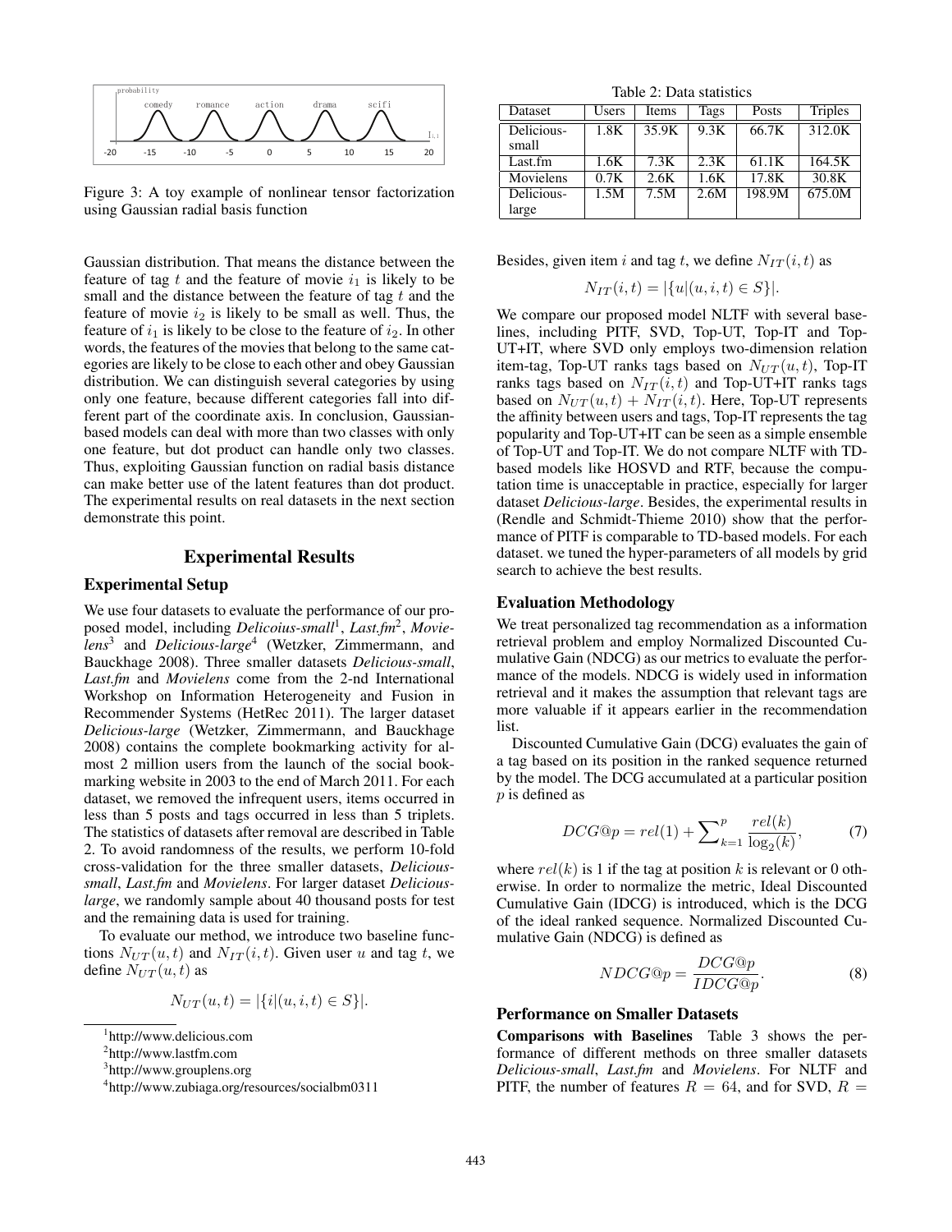Figure 3: A toy example of nonlinear tensor factorization using Gaussian radial basis function

Gaussian distribution. That means the distance between the feature of tag $t$ and the feature of movie $i_1$ is likely to be small and the distance between the feature of tag $t$ and the feature of movie $i_2$ is likely to be small as well. Thus, the feature of $i_1$ is likely to be close to the feature of $i_2$. In other words, the features of the movies that belong to the same categories are likely to be close to each other and obey Gaussian distribution. We can distinguish several categories by using only one feature, because different categories fall into different part of the coordinate axis. In conclusion, Gaussian-based models can deal with more than two classes with only one feature, but dot product can handle only two classes. Thus, exploiting Gaussian function on radial basis distance can make better use of the latent features than dot product. The experimental results on real datasets in the next section demonstrate this point.

## Experimental Results

### Experimental Setup

We use four datasets to evaluate the performance of our proposed model, including *Delicoius-small*[1], *Last.fm*[2], *Movielens*[3] and *Delicious-large*[4] (Wetzker, Zimmermann, and Bauckhage 2008). Three smaller datasets *Delicious-small*, *Last.fm* and *Movielens* come from the 2-nd International Workshop on Information Heterogeneity and Fusion in Recommender Systems (HetRec 2011). The larger dataset *Delicious-large* (Wetzker, Zimmermann, and Bauckhage 2008) contains the complete bookmarking activity for almost 2 million users from the launch of the social bookmarking website in 2003 to the end of March 2011. For each dataset, we removed the infrequent users, items occurred in less than 5 posts and tags occurred in less than 5 triplets. The statistics of datasets after removal are described in Table 2. To avoid randomness of the results, we perform 10-fold cross-validation for the three smaller datasets, *Delicious-small*, *Last.fm* and *Movielens*. For larger dataset *Delicious-large*, we randomly sample about 40 thousand posts for test and the remaining data is used for training.

To evaluate our method, we introduce two baseline functions $N_{UT}(u,t)$ and $N_{IT}(i,t)$. Given user $u$ and tag $t$, we define $N_{UT}(u,t)$ as

$$N_{UT}(u,t) = |\{i|(u,i,t) \in S\}|.$$

[1] http://www.delicious.com

[2] http://www.lastfm.com

[3] http://www.grouplens.org

[4] http://www.zubiaga.org/resources/socialbm0311

Table 2: Data statistics

| Dataset | Users | Items | Tags | Posts | Triples |
|---|---|---|---|---|---|
| Delicious-small | 1.8K | 35.9K | 9.3K | 66.7K | 312.0K |
| Last.fm | 1.6K | 7.3K | 2.3K | 61.1K | 164.5K |
| Movielens | 0.7K | 2.6K | 1.6K | 17.8K | 30.8K |
| Delicious-large | 1.5M | 7.5M | 2.6M | 198.9M | 675.0M |

Besides, given item $i$ and tag $t$, we define $N_{IT}(i,t)$ as

$$N_{IT}(i,t) = |\{u|(u,i,t) \in S\}|.$$

We compare our proposed model NLTF with several baselines, including PITF, SVD, Top-UT, Top-IT and Top-UT+IT, where SVD only employs two-dimension relation item-tag, Top-UT ranks tags based on $N_{UT}(u,t)$, Top-IT ranks tags based on $N_{IT}(i,t)$ and Top-UT+IT ranks tags based on $N_{UT}(u,t) + N_{IT}(i,t)$. Here, Top-UT represents the affinity between users and tags, Top-IT represents the tag popularity and Top-UT+IT can be seen as a simple ensemble of Top-UT and Top-IT. We do not compare NLTF with TD-based models like HOSVD and RTF, because the computation time is unacceptable in practice, especially for larger dataset *Delicious-large*. Besides, the experimental results in (Rendle and Schmidt-Thieme 2010) show that the performance of PITF is comparable to TD-based models. For each dataset. we tuned the hyper-parameters of all models by grid search to achieve the best results.

### Evaluation Methodology

We treat personalized tag recommendation as a information retrieval problem and employ Normalized Discounted Cumulative Gain (NDCG) as our metrics to evaluate the performance of the models. NDCG is widely used in information retrieval and it makes the assumption that relevant tags are more valuable if it appears earlier in the recommendation list.

Discounted Cumulative Gain (DCG) evaluates the gain of a tag based on its position in the ranked sequence returned by the model. The DCG accumulated at a particular position $p$ is defined as

$$DCG@p = rel(1) + \sum_{k=1}^{p} \frac{rel(k)}{\log_2(k)}, \tag{7}$$

where $rel(k)$ is 1 if the tag at position $k$ is relevant or 0 otherwise. In order to normalize the metric, Ideal Discounted Cumulative Gain (IDCG) is introduced, which is the DCG of the ideal ranked sequence. Normalized Discounted Cumulative Gain (NDCG) is defined as

$$NDCG@p = \frac{DCG@p}{IDCG@p}. \tag{8}$$

### Performance on Smaller Datasets

**Comparisons with Baselines** Table 3 shows the performance of different methods on three smaller datasets *Delicious-small*, *Last.fm* and *Movielens*. For NLTF and PITF, the number of features $R = 64$, and for SVD, $R =$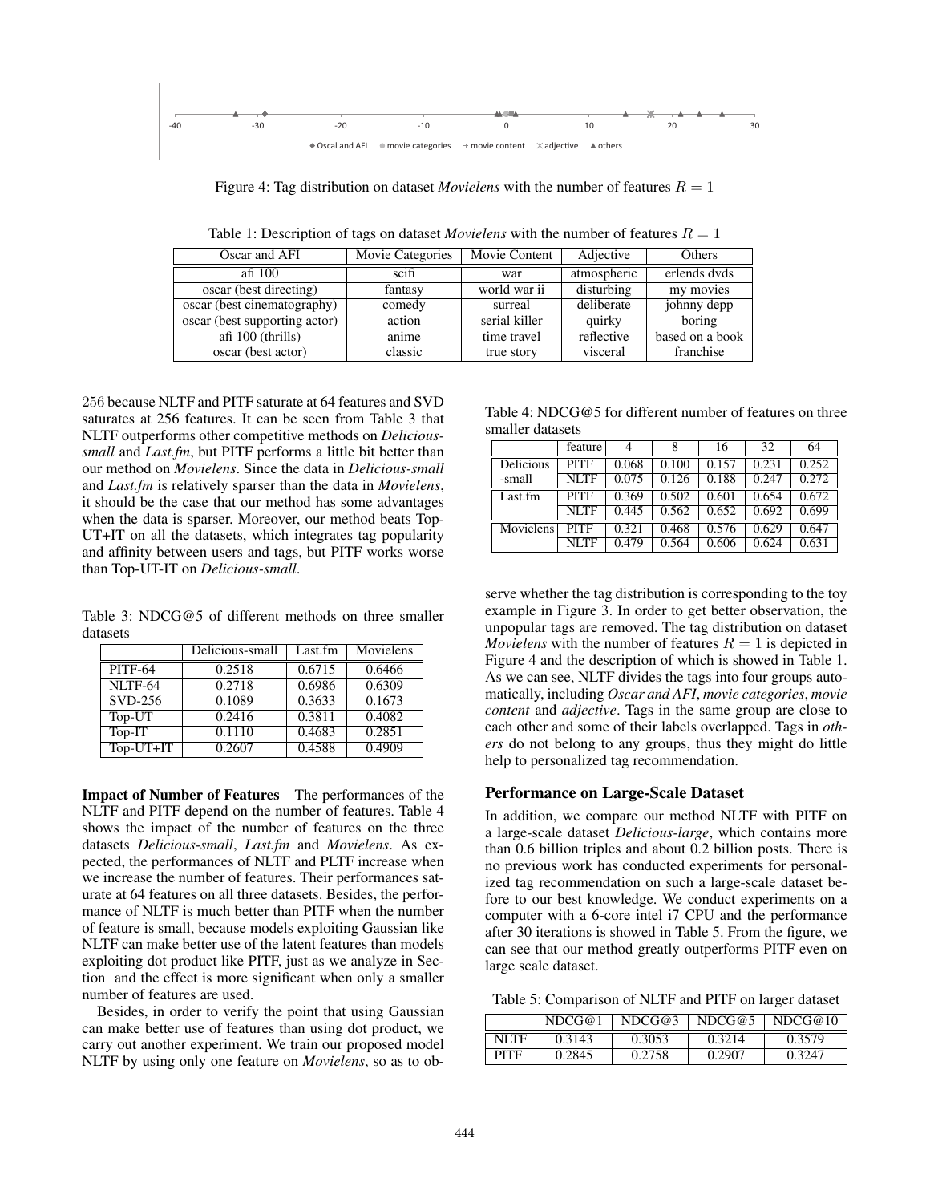Figure 4: Tag distribution on dataset *Movielens* with the number of features $R = 1$

Table 1: Description of tags on dataset *Movielens* with the number of features $R = 1$

| Oscar and AFI | Movie Categories | Movie Content | Adjective | Others |
|---|---|---|---|---|
| afi 100 | scifi | war | atmospheric | erlends dvds |
| oscar (best directing) | fantasy | world war ii | disturbing | my movies |
| oscar (best cinematography) | comedy | surreal | deliberate | johnny depp |
| oscar (best supporting actor) | action | serial killer | quirky | boring |
| afi 100 (thrills) | anime | time travel | reflective | based on a book |
| oscar (best actor) | classic | true story | visceral | franchise |

256 because NLTF and PITF saturate at 64 features and SVD saturates at 256 features. It can be seen from Table 3 that NLTF outperforms other competitive methods on *Delicious-small* and *Last.fm*, but PITF performs a little bit better than our method on *Movielens*. Since the data in *Delicious-small* and *Last.fm* is relatively sparser than the data in *Movielens*, it should be the case that our method has some advantages when the data is sparser. Moreover, our method beats Top-UT+IT on all the datasets, which integrates tag popularity and affinity between users and tags, but PITF works worse than Top-UT-IT on *Delicious-small*.

Table 3: NDCG@5 of different methods on three smaller datasets

| | Delicious-small | Last.fm | Movielens |
|---|---|---|---|
| PITF-64 | 0.2518 | 0.6715 | 0.6466 |
| NLTF-64 | 0.2718 | 0.6986 | 0.6309 |
| SVD-256 | 0.1089 | 0.3633 | 0.1673 |
| Top-UT | 0.2416 | 0.3811 | 0.4082 |
| Top-IT | 0.1110 | 0.4683 | 0.2851 |
| Top-UT+IT | 0.2607 | 0.4588 | 0.4909 |

**Impact of Number of Features** The performances of the NLTF and PITF depend on the number of features. Table 4 shows the impact of the number of features on the three datasets *Delicious-small*, *Last.fm* and *Movielens*. As expected, the performances of NLTF and PLTF increase when we increase the number of features. Their performances saturate at 64 features on all three datasets. Besides, the performance of NLTF is much better than PITF when the number of feature is small, because models exploiting Gaussian like NLTF can make better use of the latent features than models exploiting dot product like PITF, just as we analyze in Section and the effect is more significant when only a smaller number of features are used.

Besides, in order to verify the point that using Gaussian can make better use of features than using dot product, we carry out another experiment. We train our proposed model NLTF by using only one feature on *Movielens*, so as to observe whether the tag distribution is corresponding to the toy example in Figure 3. In order to get better observation, the unpopular tags are removed. The tag distribution on dataset *Movielens* with the number of features $R = 1$ is depicted in Figure 4 and the description of which is showed in Table 1. As we can see, NLTF divides the tags into four groups automatically, including *Oscar and AFI*, *movie categories*, *movie content* and *adjective*. Tags in the same group are close to each other and some of their labels overlapped. Tags in *others* do not belong to any groups, thus they might do little help to personalized tag recommendation.

Table 4: NDCG@5 for different number of features on three smaller datasets

| | feature | 4 | 8 | 16 | 32 | 64 |
|---|---|---|---|---|---|---|
| Delicious-small | PITF | 0.068 | 0.100 | 0.157 | 0.231 | 0.252 |
| | NLTF | 0.075 | 0.126 | 0.188 | 0.247 | 0.272 |
| Last.fm | PITF | 0.369 | 0.502 | 0.601 | 0.654 | 0.672 |
| | NLTF | 0.445 | 0.562 | 0.652 | 0.692 | 0.699 |
| Movielens | PITF | 0.321 | 0.468 | 0.576 | 0.629 | 0.647 |
| | NLTF | 0.479 | 0.564 | 0.606 | 0.624 | 0.631 |

## Performance on Large-Scale Dataset

In addition, we compare our method NLTF with PITF on a large-scale dataset *Delicious-large*, which contains more than 0.6 billion triples and about 0.2 billion posts. There is no previous work has conducted experiments for personalized tag recommendation on such a large-scale dataset before to our best knowledge. We conduct experiments on a computer with a 6-core intel i7 CPU and the performance after 30 iterations is showed in Table 5. From the figure, we can see that our method greatly outperforms PITF even on large scale dataset.

Table 5: Comparison of NLTF and PITF on larger dataset

| | NDCG@1 | NDCG@3 | NDCG@5 | NDCG@10 |
|---|---|---|---|---|
| NLTF | 0.3143 | 0.3053 | 0.3214 | 0.3579 |
| PITF | 0.2845 | 0.2758 | 0.2907 | 0.3247 |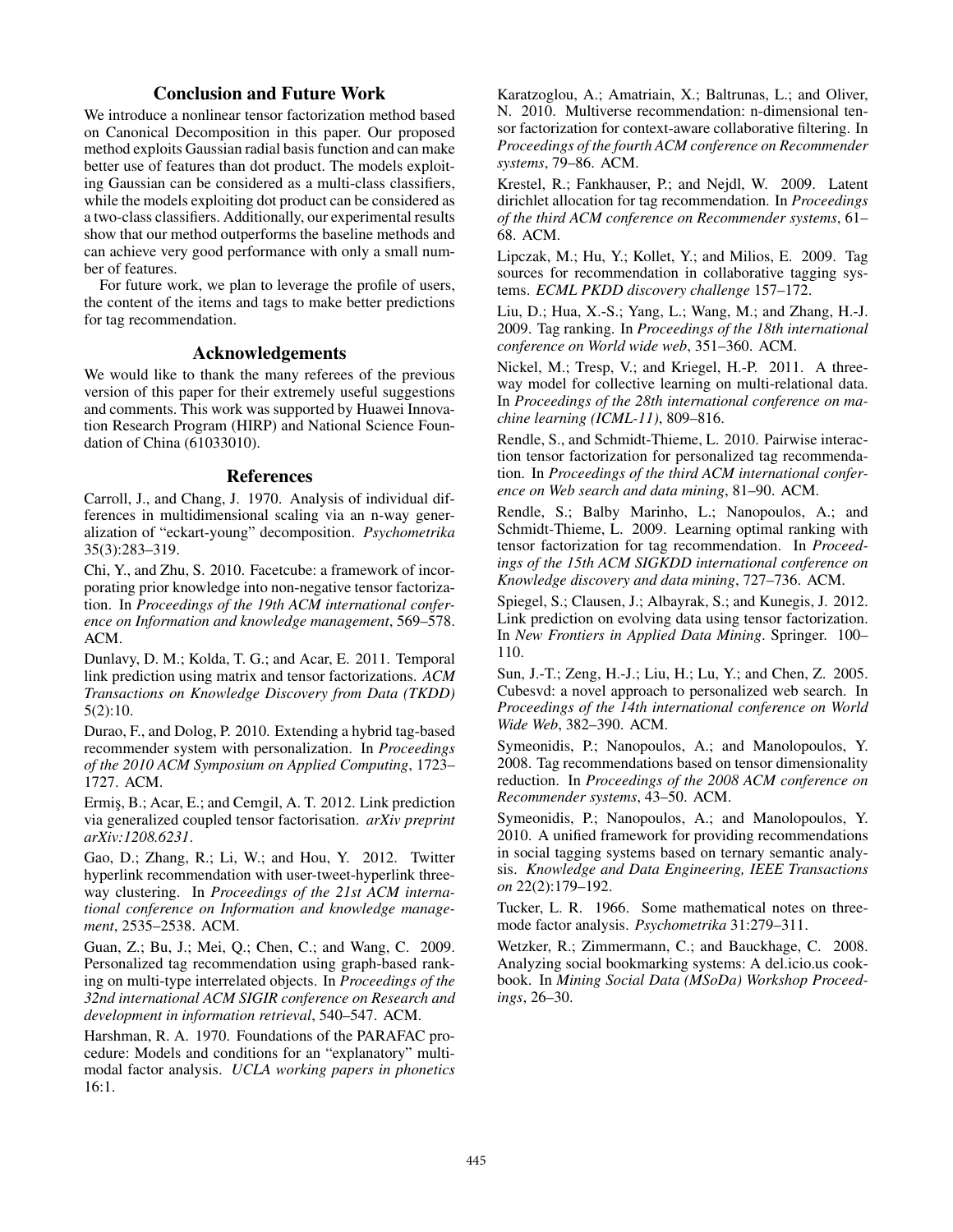## Conclusion and Future Work

We introduce a nonlinear tensor factorization method based on Canonical Decomposition in this paper. Our proposed method exploits Gaussian radial basis function and can make better use of features than dot product. The models exploiting Gaussian can be considered as a multi-class classifiers, while the models exploiting dot product can be considered as a two-class classifiers. Additionally, our experimental results show that our method outperforms the baseline methods and can achieve very good performance with only a small number of features.

For future work, we plan to leverage the profile of users, the content of the items and tags to make better predictions for tag recommendation.

## Acknowledgements

We would like to thank the many referees of the previous version of this paper for their extremely useful suggestions and comments. This work was supported by Huawei Innovation Research Program (HIRP) and National Science Foundation of China (61033010).

## References

Carroll, J., and Chang, J. 1970. Analysis of individual differences in multidimensional scaling via an n-way generalization of "eckart-young" decomposition. *Psychometrika* 35(3):283–319.

Chi, Y., and Zhu, S. 2010. Facetcube: a framework of incorporating prior knowledge into non-negative tensor factorization. In *Proceedings of the 19th ACM international conference on Information and knowledge management*, 569–578. ACM.

Dunlavy, D. M.; Kolda, T. G.; and Acar, E. 2011. Temporal link prediction using matrix and tensor factorizations. *ACM Transactions on Knowledge Discovery from Data (TKDD)* 5(2):10.

Durao, F., and Dolog, P. 2010. Extending a hybrid tag-based recommender system with personalization. In *Proceedings of the 2010 ACM Symposium on Applied Computing*, 1723–1727. ACM.

Ermiş, B.; Acar, E.; and Cemgil, A. T. 2012. Link prediction via generalized coupled tensor factorisation. *arXiv preprint arXiv:1208.6231*.

Gao, D.; Zhang, R.; Li, W.; and Hou, Y. 2012. Twitter hyperlink recommendation with user-tweet-hyperlink three-way clustering. In *Proceedings of the 21st ACM international conference on Information and knowledge management*, 2535–2538. ACM.

Guan, Z.; Bu, J.; Mei, Q.; Chen, C.; and Wang, C. 2009. Personalized tag recommendation using graph-based ranking on multi-type interrelated objects. In *Proceedings of the 32nd international ACM SIGIR conference on Research and development in information retrieval*, 540–547. ACM.

Harshman, R. A. 1970. Foundations of the PARAFAC procedure: Models and conditions for an "explanatory" multimodal factor analysis. *UCLA working papers in phonetics* 16:1.

Karatzoglou, A.; Amatriain, X.; Baltrunas, L.; and Oliver, N. 2010. Multiverse recommendation: n-dimensional tensor factorization for context-aware collaborative filtering. In *Proceedings of the fourth ACM conference on Recommender systems*, 79–86. ACM.

Krestel, R.; Fankhauser, P.; and Nejdl, W. 2009. Latent dirichlet allocation for tag recommendation. In *Proceedings of the third ACM conference on Recommender systems*, 61–68. ACM.

Lipczak, M.; Hu, Y.; Kollet, Y.; and Milios, E. 2009. Tag sources for recommendation in collaborative tagging systems. *ECML PKDD discovery challenge* 157–172.

Liu, D.; Hua, X.-S.; Yang, L.; Wang, M.; and Zhang, H.-J. 2009. Tag ranking. In *Proceedings of the 18th international conference on World wide web*, 351–360. ACM.

Nickel, M.; Tresp, V.; and Kriegel, H.-P. 2011. A three-way model for collective learning on multi-relational data. In *Proceedings of the 28th international conference on machine learning (ICML-11)*, 809–816.

Rendle, S., and Schmidt-Thieme, L. 2010. Pairwise interaction tensor factorization for personalized tag recommendation. In *Proceedings of the third ACM international conference on Web search and data mining*, 81–90. ACM.

Rendle, S.; Balby Marinho, L.; Nanopoulos, A.; and Schmidt-Thieme, L. 2009. Learning optimal ranking with tensor factorization for tag recommendation. In *Proceedings of the 15th ACM SIGKDD international conference on Knowledge discovery and data mining*, 727–736. ACM.

Spiegel, S.; Clausen, J.; Albayrak, S.; and Kunegis, J. 2012. Link prediction on evolving data using tensor factorization. In *New Frontiers in Applied Data Mining*. Springer. 100–110.

Sun, J.-T.; Zeng, H.-J.; Liu, H.; Lu, Y.; and Chen, Z. 2005. Cubesvd: a novel approach to personalized web search. In *Proceedings of the 14th international conference on World Wide Web*, 382–390. ACM.

Symeonidis, P.; Nanopoulos, A.; and Manolopoulos, Y. 2008. Tag recommendations based on tensor dimensionality reduction. In *Proceedings of the 2008 ACM conference on Recommender systems*, 43–50. ACM.

Symeonidis, P.; Nanopoulos, A.; and Manolopoulos, Y. 2010. A unified framework for providing recommendations in social tagging systems based on ternary semantic analysis. *Knowledge and Data Engineering, IEEE Transactions on* 22(2):179–192.

Tucker, L. R. 1966. Some mathematical notes on three-mode factor analysis. *Psychometrika* 31:279–311.

Wetzker, R.; Zimmermann, C.; and Bauckhage, C. 2008. Analyzing social bookmarking systems: A del.icio.us cookbook. In *Mining Social Data (MSoDa) Workshop Proceedings*, 26–30.